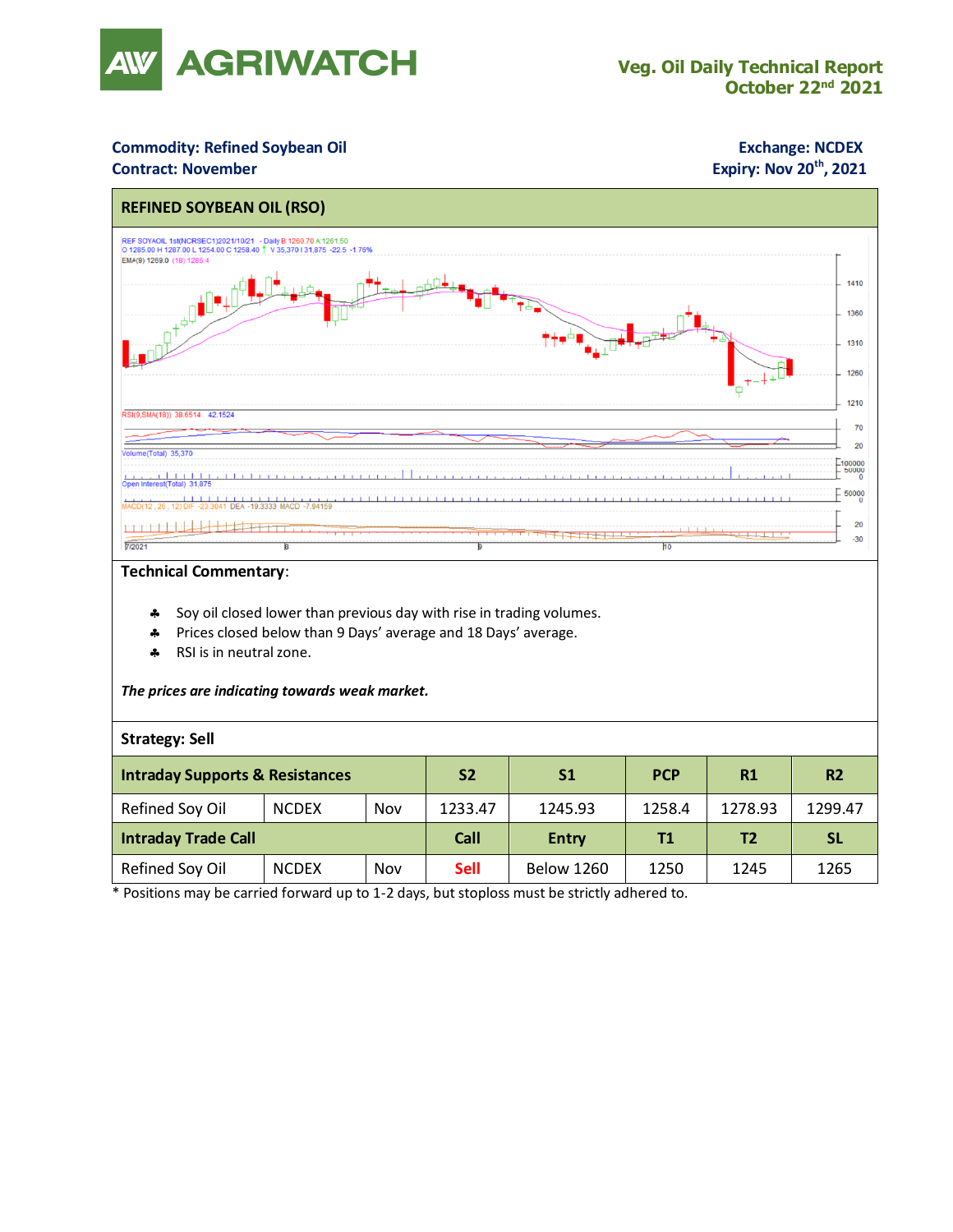# AGRIWATCH

**Veg. Oil Daily Technical Report**
**October 22nd 2021**

**Commodity: Refined Soybean Oil**
**Contract: November**

**Exchange: NCDEX**
**Expiry: Nov 20th, 2021**

## REFINED SOYBEAN OIL (RSO)

**Technical Commentary**:

- Soy oil closed lower than previous day with rise in trading volumes.
- Prices closed below than 9 Days' average and 18 Days' average.
- RSI is in neutral zone.

***The prices are indicating towards weak market.***

**Strategy: Sell**

| **Intraday Supports & Resistances** | | | **S2** | **S1** | **PCP** | **R1** | **R2** |
|---|---|---|---|---|---|---|---|
| Refined Soy Oil | NCDEX | Nov | 1233.47 | 1245.93 | 1258.4 | 1278.93 | 1299.47 |
| **Intraday Trade Call** | | | **Call** | **Entry** | **T1** | **T2** | **SL** |
| Refined Soy Oil | NCDEX | Nov | Sell | Below 1260 | 1250 | 1245 | 1265 |

\* Positions may be carried forward up to 1-2 days, but stoploss must be strictly adhered to.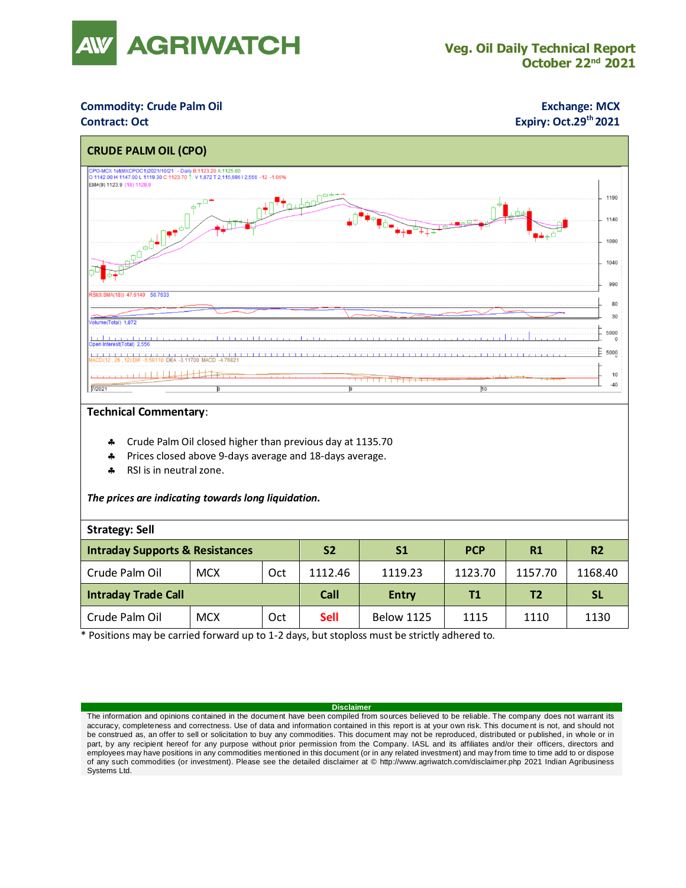# AGRIWATCH

**Veg. Oil Daily Technical Report**
**October 22nd 2021**

**Commodity: Crude Palm Oil** | **Exchange: MCX**
**Contract: Oct** | **Expiry: Oct.29th 2021**

## CRUDE PALM OIL (CPO)

CPO-MCX 1st(MXCPOC1)2021/10/21 - Daily B:1123.20 A:1125.00
O 1142.00 H 1147.00 L 1119.30 C 1123.70 V 1,872 T 2,115,696 I 2,556 -12 -1.06%
EMA(9) 1123.9 (18) 1128.9
RSI(9,SMA(18)) 47.6149 50.7633
Volume(Total) 1,872
Open Interest(Total) 2,556
MACD(12, 26, 12) DIF -5.50110 DEA -3.11700 MACD -4.76821

**Technical Commentary**:

- Crude Palm Oil closed higher than previous day at 1135.70
- Prices closed above 9-days average and 18-days average.
- RSI is in neutral zone.

***The prices are indicating towards long liquidation.***

**Strategy: Sell**

| **Intraday Supports & Resistances** | | | **S2** | **S1** | **PCP** | **R1** | **R2** |
|---|---|---|---|---|---|---|---|
| Crude Palm Oil | MCX | Oct | 1112.46 | 1119.23 | 1123.70 | 1157.70 | 1168.40 |
| **Intraday Trade Call** | | | **Call** | **Entry** | **T1** | **T2** | **SL** |
| Crude Palm Oil | MCX | Oct | Sell | Below 1125 | 1115 | 1110 | 1130 |

\* Positions may be carried forward up to 1-2 days, but stoploss must be strictly adhered to.

**Disclaimer**

The information and opinions contained in the document have been compiled from sources believed to be reliable. The company does not warrant its accuracy, completeness and correctness. Use of data and information contained in this report is at your own risk. This document is not, and should not be construed as, an offer to sell or solicitation to buy any commodities. This document may not be reproduced, distributed or published, in whole or in part, by any recipient hereof for any purpose without prior permission from the Company. IASL and its affiliates and/or their officers, directors and employees may have positions in any commodities mentioned in this document (or in any related investment) and may from time to time add to or dispose of any such commodities (or investment). Please see the detailed disclaimer at © http://www.agriwatch.com/disclaimer.php 2021 Indian Agribusiness Systems Ltd.